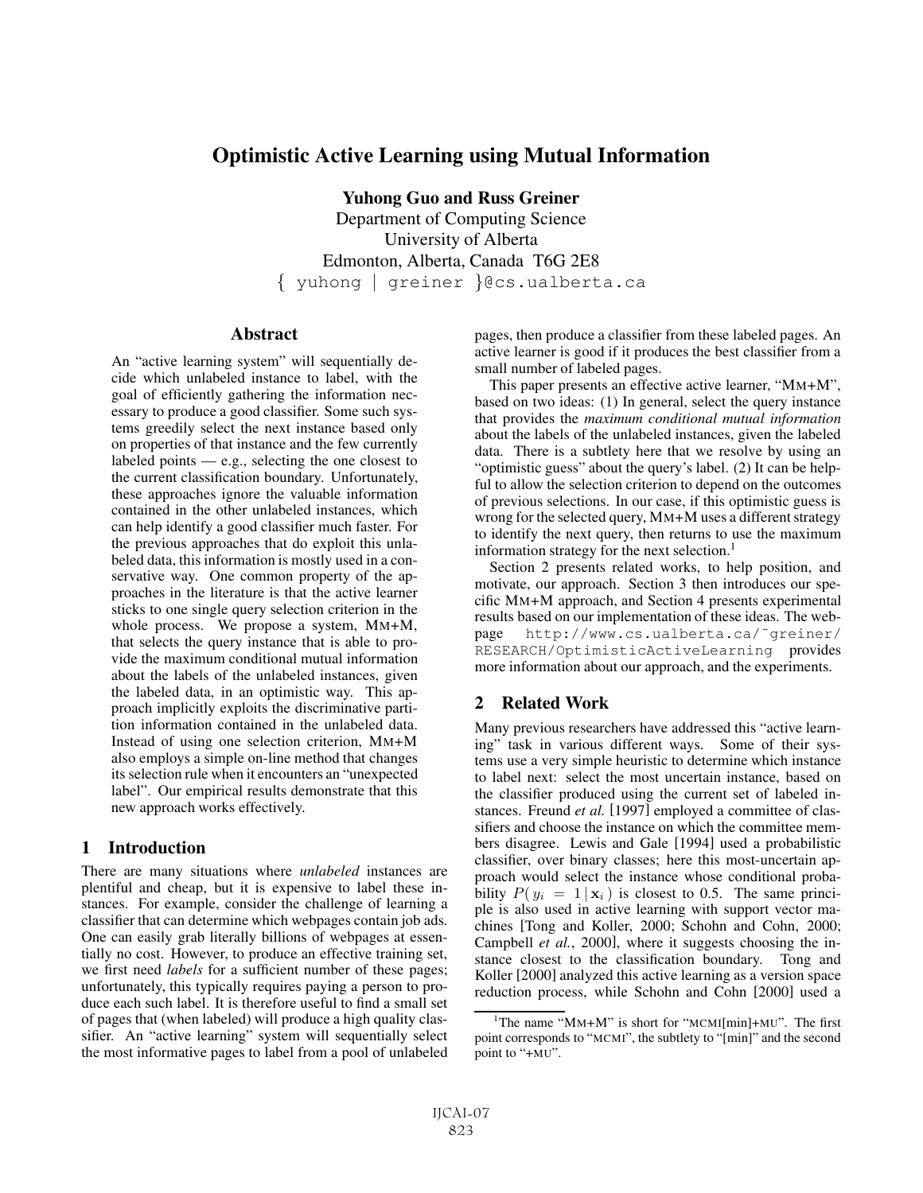# Optimistic Active Learning using Mutual Information

**Yuhong Guo and Russ Greiner**
Department of Computing Science
University of Alberta
Edmonton, Alberta, Canada T6G 2E8
{ yuhong | greiner }@cs.ualberta.ca

## Abstract

An "active learning system" will sequentially decide which unlabeled instance to label, with the goal of efficiently gathering the information necessary to produce a good classifier. Some such systems greedily select the next instance based only on properties of that instance and the few currently labeled points — e.g., selecting the one closest to the current classification boundary. Unfortunately, these approaches ignore the valuable information contained in the other unlabeled instances, which can help identify a good classifier much faster. For the previous approaches that do exploit this unlabeled data, this information is mostly used in a conservative way. One common property of the approaches in the literature is that the active learner sticks to one single query selection criterion in the whole process. We propose a system, MM+M, that selects the query instance that is able to provide the maximum conditional mutual information about the labels of the unlabeled instances, given the labeled data, in an optimistic way. This approach implicitly exploits the discriminative partition information contained in the unlabeled data. Instead of using one selection criterion, MM+M also employs a simple on-line method that changes its selection rule when it encounters an "unexpected label". Our empirical results demonstrate that this new approach works effectively.

## 1 Introduction

There are many situations where *unlabeled* instances are plentiful and cheap, but it is expensive to label these instances. For example, consider the challenge of learning a classifier that can determine which webpages contain job ads. One can easily grab literally billions of webpages at essentially no cost. However, to produce an effective training set, we first need *labels* for a sufficient number of these pages; unfortunately, this typically requires paying a person to produce each such label. It is therefore useful to find a small set of pages that (when labeled) will produce a high quality classifier. An "active learning" system will sequentially select the most informative pages to label from a pool of unlabeled pages, then produce a classifier from these labeled pages. An active learner is good if it produces the best classifier from a small number of labeled pages.

This paper presents an effective active learner, "MM+M", based on two ideas: (1) In general, select the query instance that provides the *maximum conditional mutual information* about the labels of the unlabeled instances, given the labeled data. There is a subtlety here that we resolve by using an "optimistic guess" about the query's label. (2) It can be helpful to allow the selection criterion to depend on the outcomes of previous selections. In our case, if this optimistic guess is wrong for the selected query, MM+M uses a different strategy to identify the next query, then returns to use the maximum information strategy for the next selection.[1]

Section 2 presents related works, to help position, and motivate, our approach. Section 3 then introduces our specific MM+M approach, and Section 4 presents experimental results based on our implementation of these ideas. The webpage http://www.cs.ualberta.ca/~greiner/RESEARCH/OptimisticActiveLearning provides more information about our approach, and the experiments.

## 2 Related Work

Many previous researchers have addressed this "active learning" task in various different ways. Some of their systems use a very simple heuristic to determine which instance to label next: select the most uncertain instance, based on the classifier produced using the current set of labeled instances. Freund *et al.* [1997] employed a committee of classifiers and choose the instance on which the committee members disagree. Lewis and Gale [1994] used a probabilistic classifier, over binary classes; here this most-uncertain approach would select the instance whose conditional probability $P(y_i = 1 \mid \mathbf{x}_i)$ is closest to 0.5. The same principle is also used in active learning with support vector machines [Tong and Koller, 2000; Schohn and Cohn, 2000; Campbell *et al.*, 2000], where it suggests choosing the instance closest to the classification boundary. Tong and Koller [2000] analyzed this active learning as a version space reduction process, while Schohn and Cohn [2000] used a

[1] The name "MM+M" is short for "MCMI[min]+MU". The first point corresponds to "MCMI", the subtlety to "[min]" and the second point to "+MU".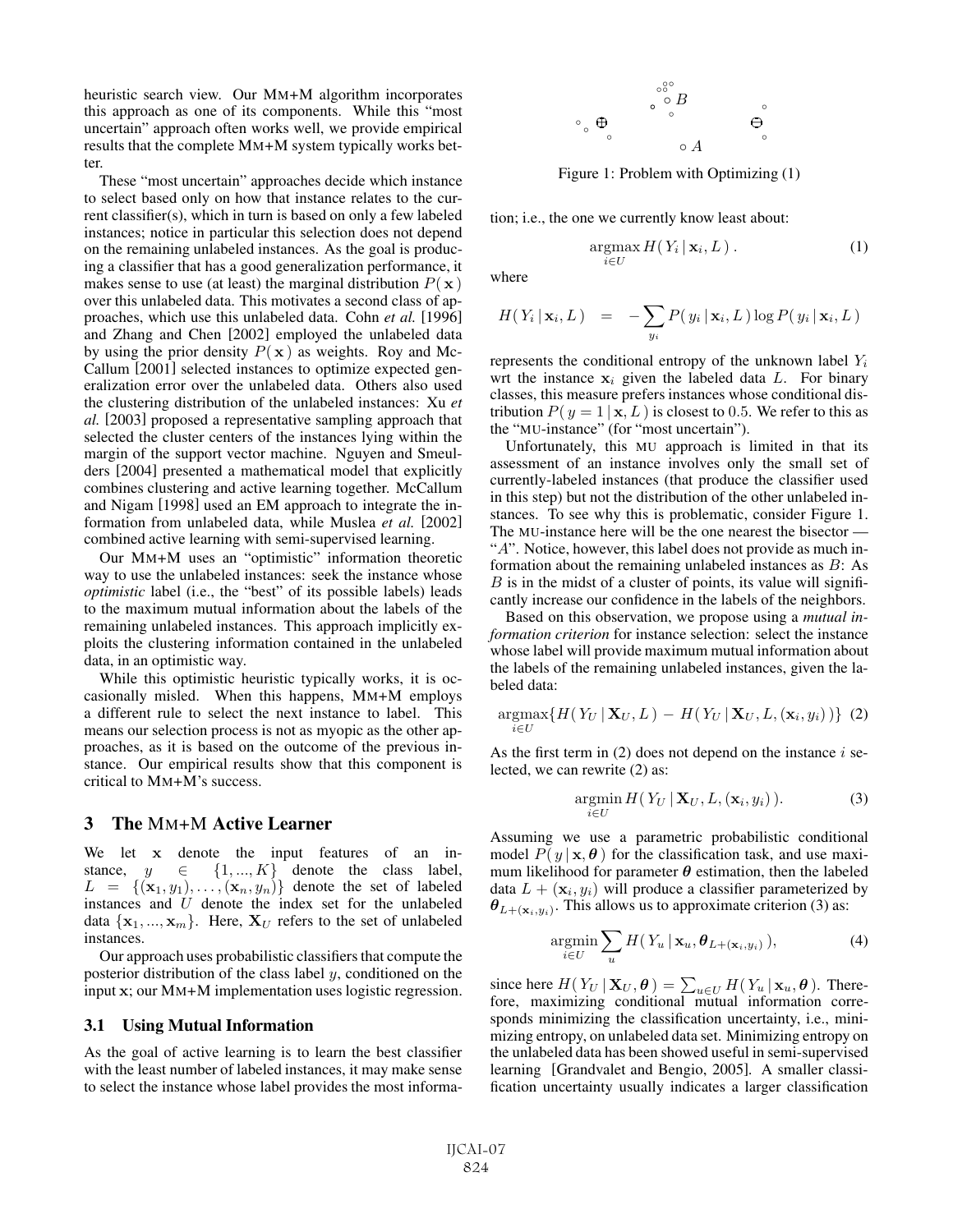heuristic search view. Our MM+M algorithm incorporates this approach as one of its components. While this "most uncertain" approach often works well, we provide empirical results that the complete MM+M system typically works better.

These "most uncertain" approaches decide which instance to select based only on how that instance relates to the current classifier(s), which in turn is based on only a few labeled instances; notice in particular this selection does not depend on the remaining unlabeled instances. As the goal is producing a classifier that has a good generalization performance, it makes sense to use (at least) the marginal distribution $P(\mathbf{x})$ over this unlabeled data. This motivates a second class of approaches, which use this unlabeled data. Cohn *et al.* [1996] and Zhang and Chen [2002] employed the unlabeled data by using the prior density $P(\mathbf{x})$ as weights. Roy and McCallum [2001] selected instances to optimize expected generalization error over the unlabeled data. Others also used the clustering distribution of the unlabeled instances: Xu *et al.* [2003] proposed a representative sampling approach that selected the cluster centers of the instances lying within the margin of the support vector machine. Nguyen and Smeulders [2004] presented a mathematical model that explicitly combines clustering and active learning together. McCallum and Nigam [1998] used an EM approach to integrate the information from unlabeled data, while Muslea *et al.* [2002] combined active learning with semi-supervised learning.

Our MM+M uses an "optimistic" information theoretic way to use the unlabeled instances: seek the instance whose *optimistic* label (i.e., the "best" of its possible labels) leads to the maximum mutual information about the labels of the remaining unlabeled instances. This approach implicitly exploits the clustering information contained in the unlabeled data, in an optimistic way.

While this optimistic heuristic typically works, it is occasionally misled. When this happens, MM+M employs a different rule to select the next instance to label. This means our selection process is not as myopic as the other approaches, as it is based on the outcome of the previous instance. Our empirical results show that this component is critical to MM+M's success.

## 3 The MM+M Active Learner

We let $\mathbf{x}$ denote the input features of an instance, $y \in \{1, ..., K\}$ denote the class label, $L = \{(\mathbf{x}_1, y_1), \ldots, (\mathbf{x}_n, y_n)\}$ denote the set of labeled instances and $U$ denote the index set for the unlabeled data $\{\mathbf{x}_1, ..., \mathbf{x}_m\}$. Here, $\mathbf{X}_U$ refers to the set of unlabeled instances.

Our approach uses probabilistic classifiers that compute the posterior distribution of the class label $y$, conditioned on the input $\mathbf{x}$; our MM+M implementation uses logistic regression.

### 3.1 Using Mutual Information

As the goal of active learning is to learn the best classifier with the least number of labeled instances, it may make sense to select the instance whose label provides the most information; i.e., the one we currently know least about:

$$\underset{i \in U}{\operatorname{argmax}}\, H(Y_i \,|\, \mathbf{x}_i, L). \tag{1}$$

where

$$H(Y_i \,|\, \mathbf{x}_i, L) \;=\; -\sum_{y_i} P(y_i \,|\, \mathbf{x}_i, L) \log P(y_i \,|\, \mathbf{x}_i, L)$$

represents the conditional entropy of the unknown label $Y_i$ wrt the instance $\mathbf{x}_i$ given the labeled data $L$. For binary classes, this measure prefers instances whose conditional distribution $P(y = 1 \,|\, \mathbf{x}, L)$ is closest to $0.5$. We refer to this as the "MU-instance" (for "most uncertain").

Unfortunately, this MU approach is limited in that its assessment of an instance involves only the small set of currently-labeled instances (that produce the classifier used in this step) but not the distribution of the other unlabeled instances. To see why this is problematic, consider Figure 1. The MU-instance here will be the one nearest the bisector — "$A$". Notice, however, this label does not provide as much information about the remaining unlabeled instances as $B$: As $B$ is in the midst of a cluster of points, its value will significantly increase our confidence in the labels of the neighbors.

Figure 1: Problem with Optimizing (1)

Based on this observation, we propose using a *mutual information criterion* for instance selection: select the instance whose label will provide maximum mutual information about the labels of the remaining unlabeled instances, given the labeled data:

$$\underset{i \in U}{\operatorname{argmax}} \{ H(Y_U \,|\, \mathbf{X}_U, L) - H(Y_U \,|\, \mathbf{X}_U, L, (\mathbf{x}_i, y_i)) \} \tag{2}$$

As the first term in (2) does not depend on the instance $i$ selected, we can rewrite (2) as:

$$\underset{i \in U}{\operatorname{argmin}}\, H(Y_U \,|\, \mathbf{X}_U, L, (\mathbf{x}_i, y_i)). \tag{3}$$

Assuming we use a parametric probabilistic conditional model $P(y \,|\, \mathbf{x}, \boldsymbol{\theta})$ for the classification task, and use maximum likelihood for parameter $\boldsymbol{\theta}$ estimation, then the labeled data $L + (\mathbf{x}_i, y_i)$ will produce a classifier parameterized by $\boldsymbol{\theta}_{L+(\mathbf{x}_i, y_i)}$. This allows us to approximate criterion (3) as:

$$\underset{i \in U}{\operatorname{argmin}} \sum_u H(Y_u \,|\, \mathbf{x}_u, \boldsymbol{\theta}_{L+(\mathbf{x}_i, y_i)}), \tag{4}$$

since here $H(Y_U \,|\, \mathbf{X}_U, \boldsymbol{\theta}) = \sum_{u \in U} H(Y_u \,|\, \mathbf{x}_u, \boldsymbol{\theta})$. Therefore, maximizing conditional mutual information corresponds minimizing the classification uncertainty, i.e., minimizing entropy, on unlabeled data set. Minimizing entropy on the unlabeled data has been showed useful in semi-supervised learning [Grandvalet and Bengio, 2005]. A smaller classification uncertainty usually indicates a larger classification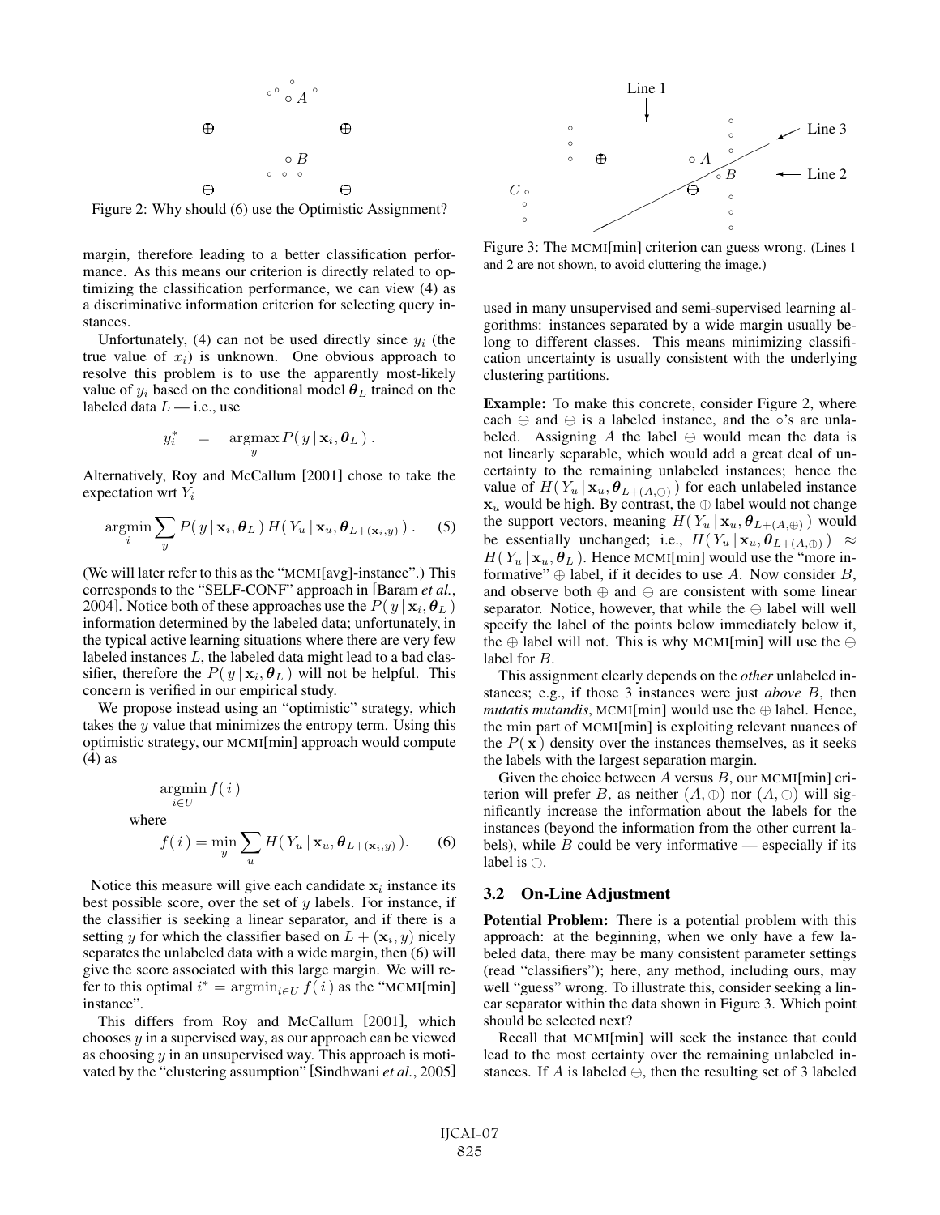Figure 2: Why should (6) use the Optimistic Assignment?

margin, therefore leading to a better classification performance. As this means our criterion is directly related to optimizing the classification performance, we can view (4) as a discriminative information criterion for selecting query instances.

Unfortunately, (4) can not be used directly since $y_i$ (the true value of $x_i$) is unknown. One obvious approach to resolve this problem is to use the apparently most-likely value of $y_i$ based on the conditional model $\boldsymbol{\theta}_L$ trained on the labeled data $L$ — i.e., use

$$y_i^* \quad = \quad \operatorname*{argmax}_y P(\, y \,|\, \mathbf{x}_i, \boldsymbol{\theta}_L \,) \,.$$

Alternatively, Roy and McCallum [2001] chose to take the expectation wrt $Y_i$

$$\operatorname*{argmin}_i \sum_y P(\, y \,|\, \mathbf{x}_i, \boldsymbol{\theta}_L \,)\, H(\, Y_u \,|\, \mathbf{x}_u, \boldsymbol{\theta}_{L+(\mathbf{x}_i, y)} \,) \,. \qquad (5)$$

(We will later refer to this as the "MCMI[avg]-instance".) This corresponds to the "SELF-CONF" approach in [Baram *et al.*, 2004]. Notice both of these approaches use the $P(\, y \,|\, \mathbf{x}_i, \boldsymbol{\theta}_L \,)$ information determined by the labeled data; unfortunately, in the typical active learning situations where there are very few labeled instances $L$, the labeled data might lead to a bad classifier, therefore the $P(\, y \,|\, \mathbf{x}_i, \boldsymbol{\theta}_L \,)$ will not be helpful. This concern is verified in our empirical study.

We propose instead using an "optimistic" strategy, which takes the $y$ value that minimizes the entropy term. Using this optimistic strategy, our MCMI[min] approach would compute (4) as

$$\operatorname*{argmin}_{i \in U} f(\, i \,)$$

where

$$f(\, i \,) = \min_y \sum_u H(\, Y_u \,|\, \mathbf{x}_u, \boldsymbol{\theta}_{L+(\mathbf{x}_i, y)} \,). \qquad (6)$$

Notice this measure will give each candidate $\mathbf{x}_i$ instance its best possible score, over the set of $y$ labels. For instance, if the classifier is seeking a linear separator, and if there is a setting $y$ for which the classifier based on $L + (\mathbf{x}_i, y)$ nicely separates the unlabeled data with a wide margin, then (6) will give the score associated with this large margin. We will refer to this optimal $i^* = \operatorname{argmin}_{i \in U} f(\, i \,)$ as the "MCMI[min] instance".

This differs from Roy and McCallum [2001], which chooses $y$ in a supervised way, as our approach can be viewed as choosing $y$ in an unsupervised way. This approach is motivated by the "clustering assumption" [Sindhwani *et al.*, 2005] used in many unsupervised and semi-supervised learning algorithms: instances separated by a wide margin usually belong to different classes. This means minimizing classification uncertainty is usually consistent with the underlying clustering partitions.

Figure 3: The MCMI[min] criterion can guess wrong. (Lines 1 and 2 are not shown, to avoid cluttering the image.)

**Example:** To make this concrete, consider Figure 2, where each $\ominus$ and $\oplus$ is a labeled instance, and the $\circ$'s are unlabeled. Assigning $A$ the label $\ominus$ would mean the data is not linearly separable, which would add a great deal of uncertainty to the remaining unlabeled instances; hence the value of $H(\, Y_u \,|\, \mathbf{x}_u, \boldsymbol{\theta}_{L+(A,\ominus)} \,)$ for each unlabeled instance $\mathbf{x}_u$ would be high. By contrast, the $\oplus$ label would not change the support vectors, meaning $H(\, Y_u \,|\, \mathbf{x}_u, \boldsymbol{\theta}_{L+(A,\oplus)} \,)$ would be essentially unchanged; i.e., $H(\, Y_u \,|\, \mathbf{x}_u, \boldsymbol{\theta}_{L+(A,\oplus)} \,) \approx H(\, Y_u \,|\, \mathbf{x}_u, \boldsymbol{\theta}_L \,)$. Hence MCMI[min] would use the "more informative" $\oplus$ label, if it decides to use $A$. Now consider $B$, and observe both $\oplus$ and $\ominus$ are consistent with some linear separator. Notice, however, that while the $\ominus$ label will well specify the label of the points below immediately below it, the $\oplus$ label will not. This is why MCMI[min] will use the $\ominus$ label for $B$.

This assignment clearly depends on the *other* unlabeled instances; e.g., if those 3 instances were just *above* $B$, then *mutatis mutandis*, MCMI[min] would use the $\oplus$ label. Hence, the min part of MCMI[min] is exploiting relevant nuances of the $P(\, \mathbf{x} \,)$ density over the instances themselves, as it seeks the labels with the largest separation margin.

Given the choice between $A$ versus $B$, our MCMI[min] criterion will prefer $B$, as neither $(A, \oplus)$ nor $(A, \ominus)$ will significantly increase the information about the labels for the instances (beyond the information from the other current labels), while $B$ could be very informative — especially if its label is $\ominus$.

### 3.2 On-Line Adjustment

**Potential Problem:** There is a potential problem with this approach: at the beginning, when we only have a few labeled data, there may be many consistent parameter settings (read "classifiers"); here, any method, including ours, may well "guess" wrong. To illustrate this, consider seeking a linear separator within the data shown in Figure 3. Which point should be selected next?

Recall that MCMI[min] will seek the instance that could lead to the most certainty over the remaining unlabeled instances. If $A$ is labeled $\ominus$, then the resulting set of 3 labeled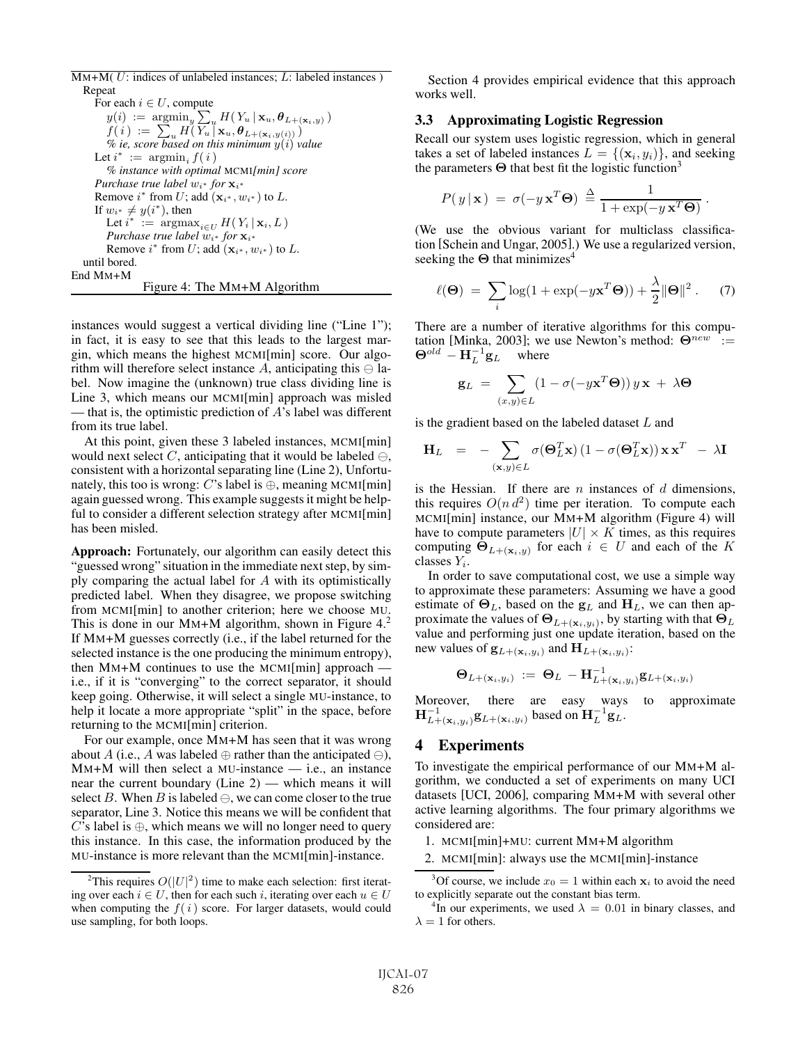```
MM+M( U: indices of unlabeled instances; L: labeled instances )
  Repeat
    For each i ∈ U, compute
      y(i) := argmin_y Σ_u H( Y_u | x_u, θ_{L+(x_i,y)} )
      f(i) := Σ_u H( Y_u | x_u, θ_{L+(x_i,y(i))} )
      % ie, score based on this minimum y(i) value
    Let i* := argmin_i f(i)
      % instance with optimal MCMI[min] score
    Purchase true label w_{i*} for x_{i*}
    Remove i* from U; add (x_{i*}, w_{i*}) to L.
    If w_{i*} ≠ y(i*), then
      Let i* := argmax_{i∈U} H(Y_i | x_i, L)
      Purchase true label w_{i*} for x_{i*}
      Remove i* from U; add (x_{i*}, w_{i*}) to L.
  until bored.
End MM+M
```

Figure 4: The MM+M Algorithm

instances would suggest a vertical dividing line ("Line 1"); in fact, it is easy to see that this leads to the largest margin, which means the highest MCMI[min] score. Our algorithm will therefore select instance $A$, anticipating this $\ominus$ label. Now imagine the (unknown) true class dividing line is Line 3, which means our MCMI[min] approach was misled — that is, the optimistic prediction of $A$'s label was different from its true label.

At this point, given these 3 labeled instances, MCMI[min] would next select $C$, anticipating that it would be labeled $\ominus$, consistent with a horizontal separating line (Line 2), Unfortunately, this too is wrong: $C$'s label is $\oplus$, meaning MCMI[min] again guessed wrong. This example suggests it might be helpful to consider a different selection strategy after MCMI[min] has been misled.

**Approach:** Fortunately, our algorithm can easily detect this "guessed wrong" situation in the immediate next step, by simply comparing the actual label for $A$ with its optimistically predicted label. When they disagree, we propose switching from MCMI[min] to another criterion; here we choose MU. This is done in our MM+M algorithm, shown in Figure 4.[2] If MM+M guesses correctly (i.e., if the label returned for the selected instance is the one producing the minimum entropy), then MM+M continues to use the MCMI[min] approach — i.e., if it is "converging" to the correct separator, it should keep going. Otherwise, it will select a single MU-instance, to help it locate a more appropriate "split" in the space, before returning to the MCMI[min] criterion.

For our example, once MM+M has seen that it was wrong about $A$ (i.e., $A$ was labeled $\oplus$ rather than the anticipated $\ominus$), MM+M will then select a MU-instance — i.e., an instance near the current boundary (Line 2) — which means it will select $B$. When $B$ is labeled $\ominus$, we can come closer to the true separator, Line 3. Notice this means we will be confident that $C$'s label is $\oplus$, which means we will no longer need to query this instance. In this case, the information produced by the MU-instance is more relevant than the MCMI[min]-instance.

Section 4 provides empirical evidence that this approach works well.

### 3.3 Approximating Logistic Regression

Recall our system uses logistic regression, which in general takes a set of labeled instances $L = \{(\mathbf{x}_i, y_i)\}$, and seeking the parameters $\mathbf{\Theta}$ that best fit the logistic function[3]

$$P(\,y\,|\,\mathbf{x}\,) \;=\; \sigma(-y\,\mathbf{x}^T\mathbf{\Theta}) \;\stackrel{\Delta}{=}\; \frac{1}{1+\exp(-y\,\mathbf{x}^T\mathbf{\Theta})}\,.$$

(We use the obvious variant for multiclass classification [Schein and Ungar, 2005].) We use a regularized version, seeking the $\mathbf{\Theta}$ that minimizes[4]

$$\ell(\mathbf{\Theta}) \;=\; \sum_i \log(1+\exp(-y\mathbf{x}^T\mathbf{\Theta})) + \frac{\lambda}{2}\|\mathbf{\Theta}\|^2\,. \qquad (7)$$

There are a number of iterative algorithms for this computation [Minka, 2003]; we use Newton's method: $\mathbf{\Theta}^{new} := \mathbf{\Theta}^{old} - \mathbf{H}_L^{-1}\mathbf{g}_L$ where

$$\mathbf{g}_L \;=\; \sum_{(x,y)\in L} (1-\sigma(-y\mathbf{x}^T\mathbf{\Theta}))\,y\,\mathbf{x} \;+\; \lambda\mathbf{\Theta}$$

is the gradient based on the labeled dataset $L$ and

$$\mathbf{H}_L \;=\; -\sum_{(\mathbf{x},y)\in L} \sigma(\mathbf{\Theta}_L^T\mathbf{x})\,(1-\sigma(\mathbf{\Theta}_L^T\mathbf{x}))\,\mathbf{x}\,\mathbf{x}^T \;-\; \lambda\mathbf{I}$$

is the Hessian. If there are $n$ instances of $d$ dimensions, this requires $O(n\,d^2)$ time per iteration. To compute each MCMI[min] instance, our MM+M algorithm (Figure 4) will have to compute parameters $|U| \times K$ times, as this requires computing $\mathbf{\Theta}_{L+(\mathbf{x}_i,y)}$ for each $i \in U$ and each of the $K$ classes $Y_i$.

In order to save computational cost, we use a simple way to approximate these parameters: Assuming we have a good estimate of $\mathbf{\Theta}_L$, based on the $\mathbf{g}_L$ and $\mathbf{H}_L$, we can then approximate the values of $\mathbf{\Theta}_{L+(\mathbf{x}_i,y_i)}$, by starting with that $\mathbf{\Theta}_L$ value and performing just one update iteration, based on the new values of $\mathbf{g}_{L+(\mathbf{x}_i,y_i)}$ and $\mathbf{H}_{L+(\mathbf{x}_i,y_i)}$:

$$\mathbf{\Theta}_{L+(\mathbf{x}_i,y_i)} \;:=\; \mathbf{\Theta}_L \;-\mathbf{H}^{-1}_{L+(\mathbf{x}_i,y_i)}\mathbf{g}_{L+(\mathbf{x}_i,y_i)}$$

Moreover, there are easy ways to approximate $\mathbf{H}^{-1}_{L+(\mathbf{x}_i,y_i)}\mathbf{g}_{L+(\mathbf{x}_i,y_i)}$ based on $\mathbf{H}_L^{-1}\mathbf{g}_L$.

## 4 Experiments

To investigate the empirical performance of our MM+M algorithm, we conducted a set of experiments on many UCI datasets [UCI, 2006], comparing MM+M with several other active learning algorithms. The four primary algorithms we considered are:

1. MCMI[min]+MU: current MM+M algorithm
2. MCMI[min]: always use the MCMI[min]-instance

[2] This requires $O(|U|^2)$ time to make each selection: first iterating over each $i \in U$, then for each such $i$, iterating over each $u \in U$ when computing the $f(\,i\,)$ score. For larger datasets, would could use sampling, for both loops.

[3] Of course, we include $x_0 = 1$ within each $\mathbf{x}_i$ to avoid the need to explicitly separate out the constant bias term.

[4] In our experiments, we used $\lambda = 0.01$ in binary classes, and $\lambda = 1$ for others.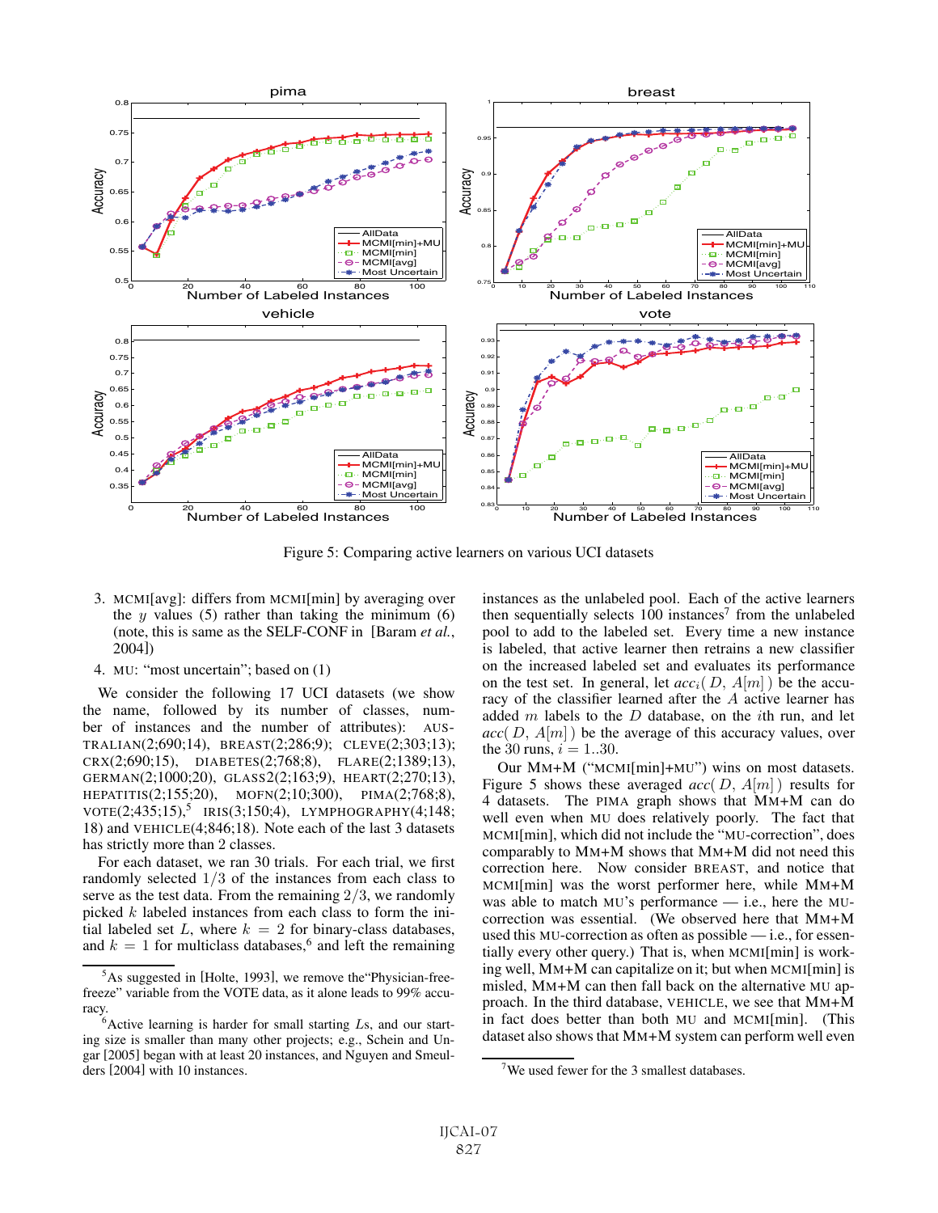Figure 5: Comparing active learners on various UCI datasets

3. MCMI[avg]: differs from MCMI[min] by averaging over the $y$ values (5) rather than taking the minimum (6) (note, this is same as the SELF-CONF in [Baram *et al.*, 2004])

4. MU: "most uncertain"; based on (1)

We consider the following 17 UCI datasets (we show the name, followed by its number of classes, number of instances and the number of attributes): AUSTRALIAN(2;690;14), BREAST(2;286;9); CLEVE(2;303;13); CRX(2;690;15), DIABETES(2;768;8), FLARE(2;1389;13), GERMAN(2;1000;20), GLASS2(2;163;9), HEART(2;270;13), HEPATITIS(2;155;20), MOFN(2;10;300), PIMA(2;768;8), VOTE(2;435;15),[5] IRIS(3;150;4), LYMPHOGRAPHY(4;148; 18) and VEHICLE(4;846;18). Note each of the last 3 datasets has strictly more than 2 classes.

For each dataset, we ran 30 trials. For each trial, we first randomly selected $1/3$ of the instances from each class to serve as the test data. From the remaining $2/3$, we randomly picked $k$ labeled instances from each class to form the initial labeled set $L$, where $k = 2$ for binary-class databases, and $k = 1$ for multiclass databases,[6] and left the remaining instances as the unlabeled pool. Each of the active learners then sequentially selects 100 instances[7] from the unlabeled pool to add to the labeled set. Every time a new instance is labeled, that active learner then retrains a new classifier on the increased labeled set and evaluates its performance on the test set. In general, let $acc_i(\, D,\, A[m]\, )$ be the accuracy of the classifier learned after the $A$ active learner has added $m$ labels to the $D$ database, on the $i$th run, and let $acc(\, D,\, A[m]\, )$ be the average of this accuracy values, over the 30 runs, $i = 1..30$.

Our MM+M ("MCMI[min]+MU") wins on most datasets. Figure 5 shows these averaged $acc(\, D,\, A[m]\, )$ results for 4 datasets. The PIMA graph shows that MM+M can do well even when MU does relatively poorly. The fact that MCMI[min], which did not include the "MU-correction", does comparably to MM+M shows that MM+M did not need this correction here. Now consider BREAST, and notice that MCMI[min] was the worst performer here, while MM+M was able to match MU's performance — i.e., here the MU-correction was essential. (We observed here that MM+M used this MU-correction as often as possible — i.e., for essentially every other query.) That is, when MCMI[min] is working well, MM+M can capitalize on it; but when MCMI[min] is misled, MM+M can then fall back on the alternative MU approach. In the third database, VEHICLE, we see that MM+M in fact does better than both MU and MCMI[min]. (This dataset also shows that MM+M system can perform well even

---

[5] As suggested in [Holte, 1993], we remove the "Physician-free-freeze" variable from the VOTE data, as it alone leads to 99% accuracy.

[6] Active learning is harder for small starting $L$s, and our starting size is smaller than many other projects; e.g., Schein and Ungar [2005] began with at least 20 instances, and Nguyen and Smeulders [2004] with 10 instances.

[7] We used fewer for the 3 smallest databases.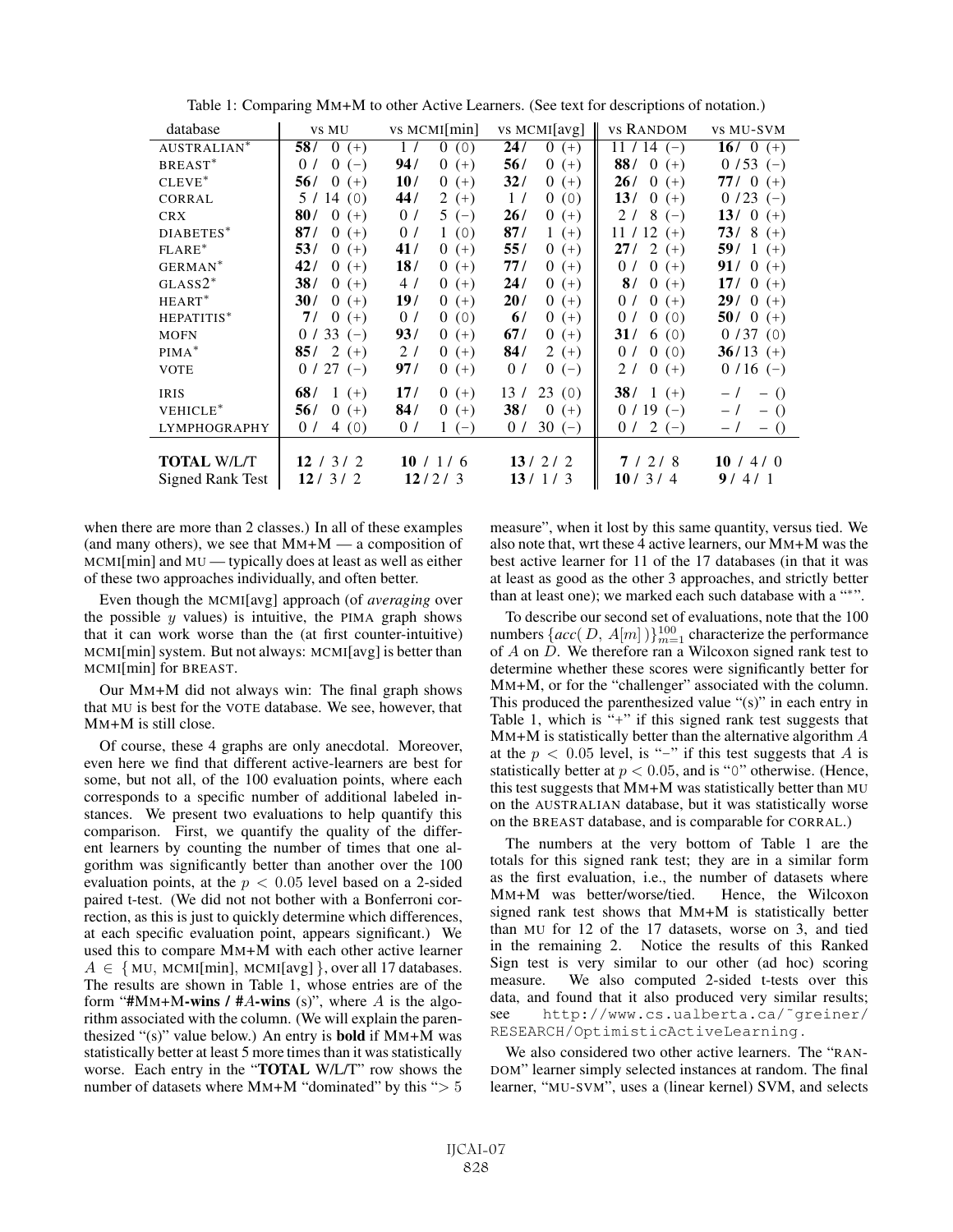Table 1: Comparing MM+M to other Active Learners. (See text for descriptions of notation.)

| database | VS MU | VS MCMI[min] | VS MCMI[avg] | VS RANDOM | VS MU-SVM |
|---|---|---|---|---|---|
| AUSTRALIAN* | **58/** 0 (+) | 1 / 0 (0) | **24/** 0 (+) | 11 / 14 (−) | **16/** 0 (+) |
| BREAST* | 0 / 0 (−) | **94/** 0 (+) | **56/** 0 (+) | **88/** 0 (+) | 0 / 53 (−) |
| CLEVE* | **56/** 0 (+) | **10/** 0 (+) | **32/** 0 (+) | **26/** 0 (+) | **77/** 0 (+) |
| CORRAL | 5 / 14 (0) | **44/** 2 (+) | 1 / 0 (0) | **13/** 0 (+) | 0 / 23 (−) |
| CRX | **80/** 0 (+) | 0 / 5 (−) | **26/** 0 (+) | 2 / 8 (−) | **13/** 0 (+) |
| DIABETES* | **87/** 0 (+) | 0 / 1 (0) | **87/** 1 (+) | 11 / 12 (+) | **73/** 8 (+) |
| FLARE* | **53/** 0 (+) | **41/** 0 (+) | **55/** 0 (+) | **27/** 2 (+) | **59/** 1 (+) |
| GERMAN* | **42/** 0 (+) | **18/** 0 (+) | **77/** 0 (+) | 0 / 0 (+) | **91/** 0 (+) |
| GLASS2* | **38/** 0 (+) | 4 / 0 (+) | **24/** 0 (+) | **8/** 0 (+) | **17/** 0 (+) |
| HEART* | **30/** 0 (+) | **19/** 0 (+) | **20/** 0 (+) | 0 / 0 (+) | **29/** 0 (+) |
| HEPATITIS* | **7/** 0 (+) | 0 / 0 (0) | **6/** 0 (+) | 0 / 0 (0) | **50/** 0 (+) |
| MOFN | 0 / 33 (−) | **93/** 0 (+) | **67/** 0 (+) | **31/** 6 (0) | 0 / 37 (0) |
| PIMA* | **85/** 2 (+) | 2 / 0 (+) | **84/** 2 (+) | 0 / 0 (0) | **36/** 13 (+) |
| VOTE | 0 / 27 (−) | **97/** 0 (+) | 0 / 0 (−) | 2 / 0 (+) | 0 / 16 (−) |
| IRIS | **68/** 1 (+) | **17/** 0 (+) | 13 / 23 (0) | **38/** 1 (+) | − / − () |
| VEHICLE* | **56/** 0 (+) | **84/** 0 (+) | **38/** 0 (+) | 0 / 19 (−) | − / − () |
| LYMPHOGRAPHY | 0 / 4 (0) | 0 / 1 (−) | 0 / 30 (−) | 0 / 2 (−) | − / − () |
| **TOTAL** W/L/T | **12** / 3 / 2 | **10** / 1 / 6 | **13** / 2 / 2 | **7** / 2 / 8 | **10** / 4 / 0 |
| Signed Rank Test | **12** / 3 / 2 | **12** / 2 / 3 | **13** / 1 / 3 | **10** / 3 / 4 | **9** / 4 / 1 |

when there are more than 2 classes.) In all of these examples (and many others), we see that MM+M — a composition of MCMI[min] and MU — typically does at least as well as either of these two approaches individually, and often better.

Even though the MCMI[avg] approach (of *averaging* over the possible $y$ values) is intuitive, the PIMA graph shows that it can work worse than the (at first counter-intuitive) MCMI[min] system. But not always: MCMI[avg] is better than MCMI[min] for BREAST.

Our MM+M did not always win: The final graph shows that MU is best for the VOTE database. We see, however, that MM+M is still close.

Of course, these 4 graphs are only anecdotal. Moreover, even here we find that different active-learners are best for some, but not all, of the 100 evaluation points, where each corresponds to a specific number of additional labeled instances. We present two evaluations to help quantify this comparison. First, we quantify the quality of the different learners by counting the number of times that one algorithm was significantly better than another over the 100 evaluation points, at the $p < 0.05$ level based on a 2-sided paired t-test. (We did not not bother with a Bonferroni correction, as this is just to quickly determine which differences, at each specific evaluation point, appears significant.) We used this to compare MM+M with each other active learner $A \in \{$ MU, MCMI[min], MCMI[avg] $\}$, over all 17 databases. The results are shown in Table 1, whose entries are of the form "**#MM+M-wins / #$A$-wins** (s)", where $A$ is the algorithm associated with the column. (We will explain the parenthesized "(s)" value below.) An entry is **bold** if MM+M was statistically better at least 5 more times than it was statistically worse. Each entry in the "**TOTAL** W/L/T" row shows the number of datasets where MM+M "dominated" by this "$> 5$ measure", when it lost by this same quantity, versus tied. We also note that, wrt these 4 active learners, our MM+M was the best active learner for 11 of the 17 databases (in that it was at least as good as the other 3 approaches, and strictly better than at least one); we marked each such database with a "*".

To describe our second set of evaluations, note that the 100 numbers $\{acc(\, D,\ A[m]\,)\}_{m=1}^{100}$ characterize the performance of $A$ on $D$. We therefore ran a Wilcoxon signed rank test to determine whether these scores were significantly better for MM+M, or for the "challenger" associated with the column. This produced the parenthesized value "(s)" in each entry in Table 1, which is "+" if this signed rank test suggests that MM+M is statistically better than the alternative algorithm $A$ at the $p < 0.05$ level, is "−" if this test suggests that $A$ is statistically better at $p < 0.05$, and is "0" otherwise. (Hence, this test suggests that MM+M was statistically better than MU on the AUSTRALIAN database, but it was statistically worse on the BREAST database, and is comparable for CORRAL.)

The numbers at the very bottom of Table 1 are the totals for this signed rank test; they are in a similar form as the first evaluation, i.e., the number of datasets where MM+M was better/worse/tied. Hence, the Wilcoxon signed rank test shows that MM+M is statistically better than MU for 12 of the 17 datasets, worse on 3, and tied in the remaining 2. Notice the results of this Ranked Sign test is very similar to our other (ad hoc) scoring measure. We also computed 2-sided t-tests over this data, and found that it also produced very similar results; see `http://www.cs.ualberta.ca/~greiner/RESEARCH/OptimisticActiveLearning`.

We also considered two other active learners. The "RANDOM" learner simply selected instances at random. The final learner, "MU-SVM", uses a (linear kernel) SVM, and selects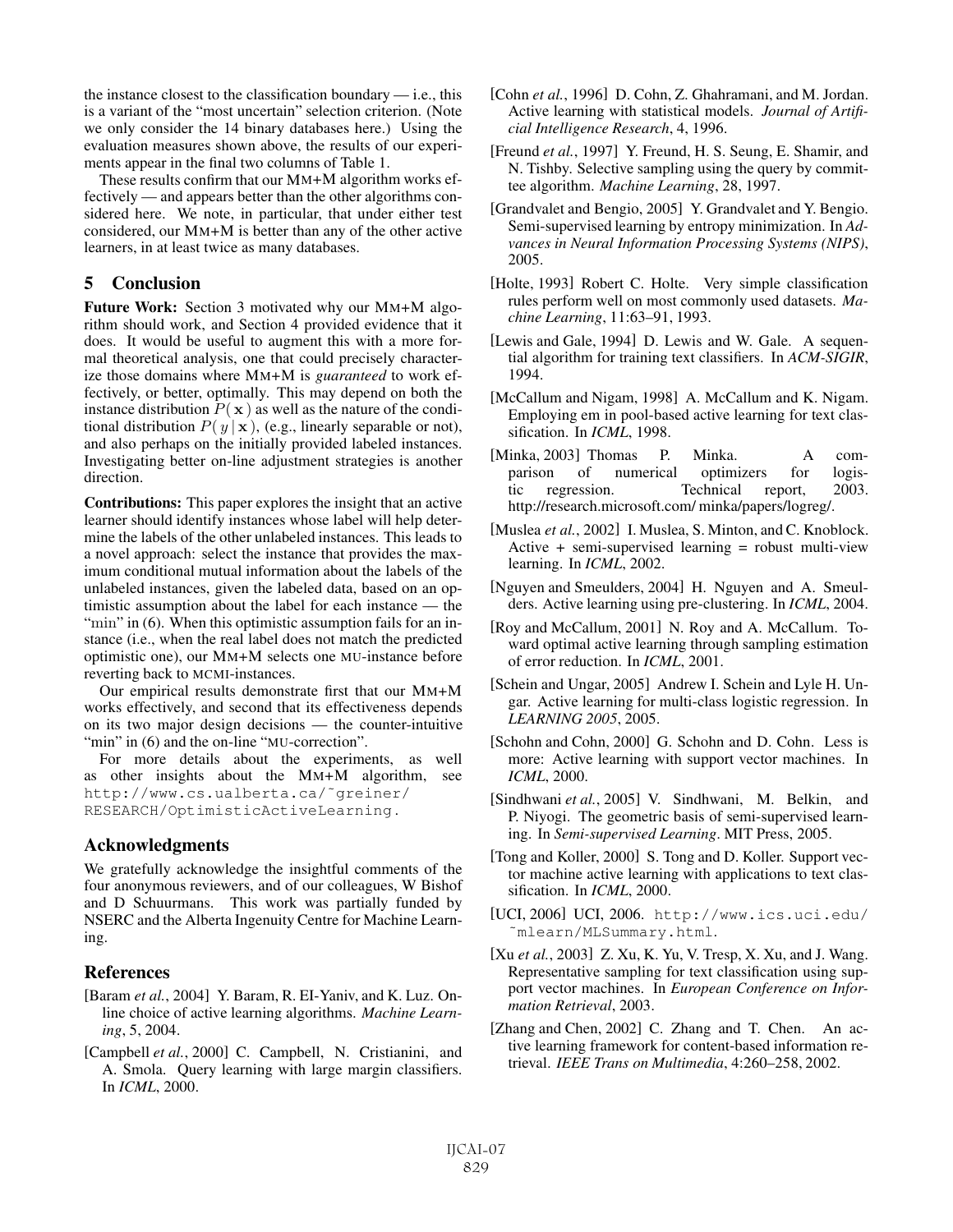the instance closest to the classification boundary — i.e., this is a variant of the "most uncertain" selection criterion. (Note we only consider the 14 binary databases here.) Using the evaluation measures shown above, the results of our experiments appear in the final two columns of Table 1.

These results confirm that our MM+M algorithm works effectively — and appears better than the other algorithms considered here. We note, in particular, that under either test considered, our MM+M is better than any of the other active learners, in at least twice as many databases.

## 5 Conclusion

**Future Work:** Section 3 motivated why our MM+M algorithm should work, and Section 4 provided evidence that it does. It would be useful to augment this with a more formal theoretical analysis, one that could precisely characterize those domains where MM+M is *guaranteed* to work effectively, or better, optimally. This may depend on both the instance distribution $P(\mathbf{x})$ as well as the nature of the conditional distribution $P(y \mid \mathbf{x})$, (e.g., linearly separable or not), and also perhaps on the initially provided labeled instances. Investigating better on-line adjustment strategies is another direction.

**Contributions:** This paper explores the insight that an active learner should identify instances whose label will help determine the labels of the other unlabeled instances. This leads to a novel approach: select the instance that provides the maximum conditional mutual information about the labels of the unlabeled instances, given the labeled data, based on an optimistic assumption about the label for each instance — the "$\min$" in (6). When this optimistic assumption fails for an instance (i.e., when the real label does not match the predicted optimistic one), our MM+M selects one MU-instance before reverting back to MCMI-instances.

Our empirical results demonstrate first that our MM+M works effectively, and second that its effectiveness depends on its two major design decisions — the counter-intuitive "min" in (6) and the on-line "MU-correction".

For more details about the experiments, as well as other insights about the MM+M algorithm, see http://www.cs.ualberta.ca/~greiner/RESEARCH/OptimisticActiveLearning.

## Acknowledgments

We gratefully acknowledge the insightful comments of the four anonymous reviewers, and of our colleagues, W Bishof and D Schuurmans. This work was partially funded by NSERC and the Alberta Ingenuity Centre for Machine Learning.

## References

[Baram *et al.*, 2004] Y. Baram, R. El-Yaniv, and K. Luz. Online choice of active learning algorithms. *Machine Learning*, 5, 2004.

[Campbell *et al.*, 2000] C. Campbell, N. Cristianini, and A. Smola. Query learning with large margin classifiers. In *ICML*, 2000.

[Cohn *et al.*, 1996] D. Cohn, Z. Ghahramani, and M. Jordan. Active learning with statistical models. *Journal of Artificial Intelligence Research*, 4, 1996.

[Freund *et al.*, 1997] Y. Freund, H. S. Seung, E. Shamir, and N. Tishby. Selective sampling using the query by committee algorithm. *Machine Learning*, 28, 1997.

[Grandvalet and Bengio, 2005] Y. Grandvalet and Y. Bengio. Semi-supervised learning by entropy minimization. In *Advances in Neural Information Processing Systems (NIPS)*, 2005.

[Holte, 1993] Robert C. Holte. Very simple classification rules perform well on most commonly used datasets. *Machine Learning*, 11:63–91, 1993.

[Lewis and Gale, 1994] D. Lewis and W. Gale. A sequential algorithm for training text classifiers. In *ACM-SIGIR*, 1994.

[McCallum and Nigam, 1998] A. McCallum and K. Nigam. Employing em in pool-based active learning for text classification. In *ICML*, 1998.

[Minka, 2003] Thomas P. Minka. A comparison of numerical optimizers for logistic regression. Technical report, 2003. http://research.microsoft.com/ minka/papers/logreg/.

[Muslea *et al.*, 2002] I. Muslea, S. Minton, and C. Knoblock. Active + semi-supervised learning = robust multi-view learning. In *ICML*, 2002.

[Nguyen and Smeulders, 2004] H. Nguyen and A. Smeulders. Active learning using pre-clustering. In *ICML*, 2004.

[Roy and McCallum, 2001] N. Roy and A. McCallum. Toward optimal active learning through sampling estimation of error reduction. In *ICML*, 2001.

[Schein and Ungar, 2005] Andrew I. Schein and Lyle H. Ungar. Active learning for multi-class logistic regression. In *LEARNING 2005*, 2005.

[Schohn and Cohn, 2000] G. Schohn and D. Cohn. Less is more: Active learning with support vector machines. In *ICML*, 2000.

[Sindhwani *et al.*, 2005] V. Sindhwani, M. Belkin, and P. Niyogi. The geometric basis of semi-supervised learning. In *Semi-supervised Learning*. MIT Press, 2005.

[Tong and Koller, 2000] S. Tong and D. Koller. Support vector machine active learning with applications to text classification. In *ICML*, 2000.

[UCI, 2006] UCI, 2006. http://www.ics.uci.edu/~mlearn/MLSummary.html.

[Xu *et al.*, 2003] Z. Xu, K. Yu, V. Tresp, X. Xu, and J. Wang. Representative sampling for text classification using support vector machines. In *European Conference on Information Retrieval*, 2003.

[Zhang and Chen, 2002] C. Zhang and T. Chen. An active learning framework for content-based information retrieval. *IEEE Trans on Multimedia*, 4:260–258, 2002.